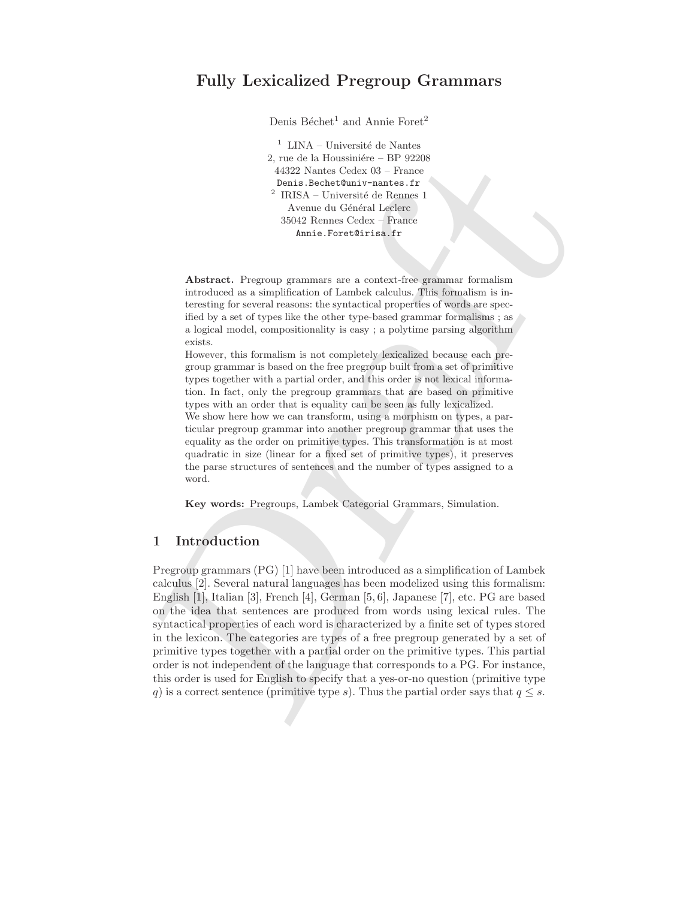# Fully Lexicalized Pregroup Grammars

Denis Béchet[1] and Annie Foret[2]

[1] LINA – Université de Nantes
2, rue de la Houssiniére – BP 92208
44322 Nantes Cedex 03 – France
Denis.Bechet@univ-nantes.fr

[2] IRISA – Université de Rennes 1
Avenue du Général Leclerc
35042 Rennes Cedex – France
Annie.Foret@irisa.fr

**Abstract.** Pregroup grammars are a context-free grammar formalism introduced as a simplification of Lambek calculus. This formalism is interesting for several reasons: the syntactical properties of words are specified by a set of types like the other type-based grammar formalisms ; as a logical model, compositionality is easy ; a polytime parsing algorithm exists.

However, this formalism is not completely lexicalized because each pregroup grammar is based on the free pregroup built from a set of primitive types together with a partial order, and this order is not lexical information. In fact, only the pregroup grammars that are based on primitive types with an order that is equality can be seen as fully lexicalized.

We show here how we can transform, using a morphism on types, a particular pregroup grammar into another pregroup grammar that uses the equality as the order on primitive types. This transformation is at most quadratic in size (linear for a fixed set of primitive types), it preserves the parse structures of sentences and the number of types assigned to a word.

**Key words:** Pregroups, Lambek Categorial Grammars, Simulation.

## 1 Introduction

Pregroup grammars (PG) [1] have been introduced as a simplification of Lambek calculus [2]. Several natural languages has been modelized using this formalism: English [1], Italian [3], French [4], German [5, 6], Japanese [7], etc. PG are based on the idea that sentences are produced from words using lexical rules. The syntactical properties of each word is characterized by a finite set of types stored in the lexicon. The categories are types of a free pregroup generated by a set of primitive types together with a partial order on the primitive types. This partial order is not independent of the language that corresponds to a PG. For instance, this order is used for English to specify that a yes-or-no question (primitive type $q$) is a correct sentence (primitive type $s$). Thus the partial order says that $q \leq s$.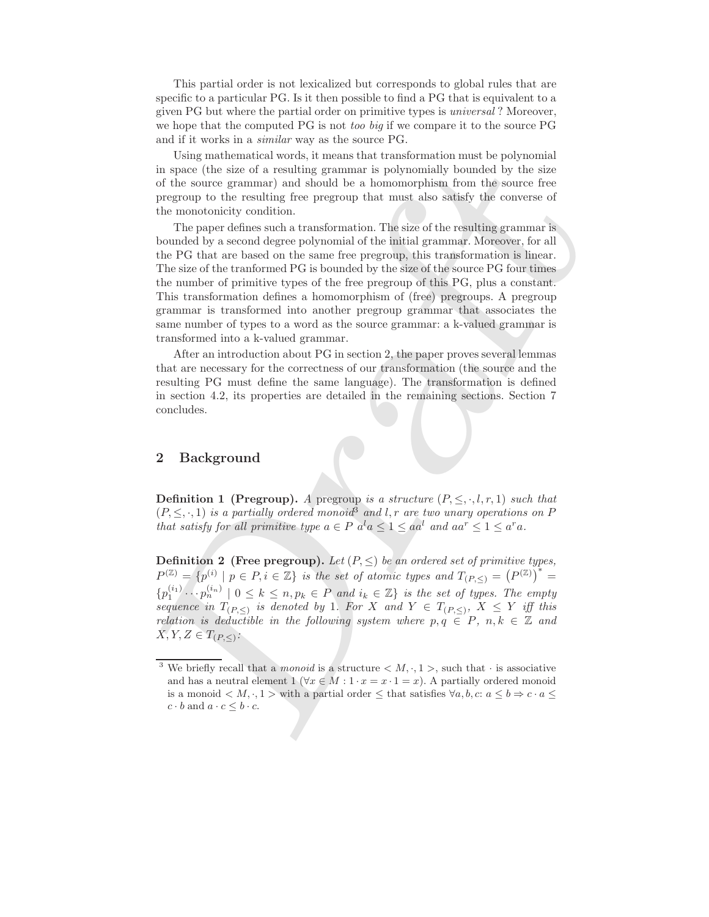This partial order is not lexicalized but corresponds to global rules that are specific to a particular PG. Is it then possible to find a PG that is equivalent to a given PG but where the partial order on primitive types is *universal*? Moreover, we hope that the computed PG is not *too big* if we compare it to the source PG and if it works in a *similar* way as the source PG.

Using mathematical words, it means that transformation must be polynomial in space (the size of a resulting grammar is polynomially bounded by the size of the source grammar) and should be a homomorphism from the source free pregroup to the resulting free pregroup that must also satisfy the converse of the monotonicity condition.

The paper defines such a transformation. The size of the resulting grammar is bounded by a second degree polynomial of the initial grammar. Moreover, for all the PG that are based on the same free pregroup, this transformation is linear. The size of the tranformed PG is bounded by the size of the source PG four times the number of primitive types of the free pregroup of this PG, plus a constant. This transformation defines a homomorphism of (free) pregroups. A pregroup grammar is transformed into another pregroup grammar that associates the same number of types to a word as the source grammar: a k-valued grammar is transformed into a k-valued grammar.

After an introduction about PG in section 2, the paper proves several lemmas that are necessary for the correctness of our transformation (the source and the resulting PG must define the same language). The transformation is defined in section 4.2, its properties are detailed in the remaining sections. Section 7 concludes.

## 2 Background

**Definition 1 (Pregroup).** *A* pregroup *is a structure* $(P, \leq, \cdot, l, r, 1)$ *such that* $(P, \leq, \cdot, 1)$ *is a partially ordered monoid*[3] *and* $l, r$ *are two unary operations on* $P$ *that satisfy for all primitive type* $a \in P$ $a^l a \leq 1 \leq a a^l$ *and* $a a^r \leq 1 \leq a^r a$.

**Definition 2 (Free pregroup).** *Let* $(P, \leq)$ *be an ordered set of primitive types,* $P^{(\mathbb{Z})} = \{p^{(i)} \mid p \in P, i \in \mathbb{Z}\}$ *is the set of atomic types and* $T_{(P,\leq)} = \left(P^{(\mathbb{Z})}\right)^* = \{p_1^{(i_1)} \cdots p_n^{(i_n)} \mid 0 \leq k \leq n, p_k \in P \text{ and } i_k \in \mathbb{Z}\}$ *is the set of types. The empty sequence in* $T_{(P,\leq)}$ *is denoted by* 1. *For* $X$ *and* $Y \in T_{(P,\leq)}$, $X \leq Y$ *iff this relation is deductible in the following system where* $p, q \in P$, $n, k \in \mathbb{Z}$ *and* $X, Y, Z \in T_{(P,\leq)}$:

[3] We briefly recall that a *monoid* is a structure $< M, \cdot, 1 >$, such that $\cdot$ is associative and has a neutral element 1 ($\forall x \in M : 1 \cdot x = x \cdot 1 = x$). A partially ordered monoid is a monoid $< M, \cdot, 1 >$ with a partial order $\leq$ that satisfies $\forall a, b, c$: $a \leq b \Rightarrow c \cdot a \leq c \cdot b$ and $a \cdot c \leq b \cdot c$.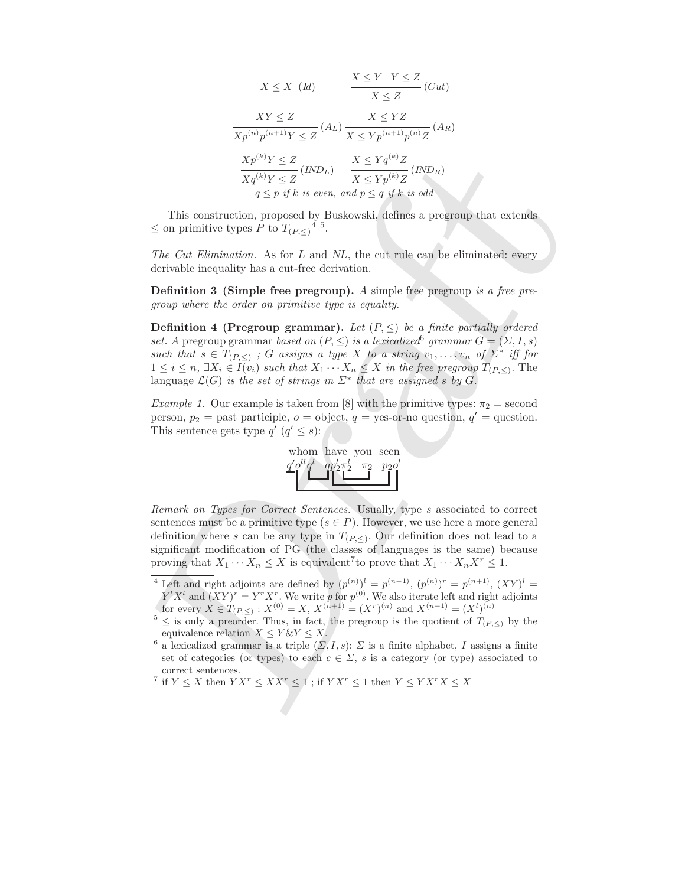$$X \leq X \ (Id) \qquad \frac{X \leq Y \quad Y \leq Z}{X \leq Z} \ (Cut)$$

$$\frac{XY \leq Z}{Xp^{(n)}p^{(n+1)}Y \leq Z} \ (A_L) \qquad \frac{X \leq YZ}{X \leq Yp^{(n+1)}p^{(n)}Z} \ (A_R)$$

$$\frac{Xp^{(k)}Y \leq Z}{Xq^{(k)}Y \leq Z} \ (IND_L) \qquad \frac{X \leq Yq^{(k)}Z}{X \leq Yp^{(k)}Z} \ (IND_R)$$

$$q \leq p \textit{ if } k \textit{ is even, and } p \leq q \textit{ if } k \textit{ is odd}$$

This construction, proposed by Buskowski, defines a pregroup that extends $\leq$ on primitive types $P$ to $T_{(P,\leq)}$ [4] [5].

*The Cut Elimination.* As for $L$ and $NL$, the cut rule can be eliminated: every derivable inequality has a cut-free derivation.

**Definition 3 (Simple free pregroup).** *A* simple free pregroup *is a free pregroup where the order on primitive type is equality.*

**Definition 4 (Pregroup grammar).** *Let $(P, \leq)$ be a finite partially ordered set. A* pregroup grammar *based on $(P, \leq)$ is a lexicalized*[6] *grammar $G = (\Sigma, I, s)$ such that $s \in T_{(P,\leq)}$ ; $G$ assigns a type $X$ to a string $v_1, \ldots, v_n$ of $\Sigma^*$ iff for $1 \leq i \leq n$, $\exists X_i \in I(v_i)$ such that $X_1 \cdots X_n \leq X$ in the free pregroup $T_{(P,\leq)}$. The language $\mathcal{L}(G)$ is the set of strings in $\Sigma^*$ that are assigned $s$ by $G$.*

*Example 1.* Our example is taken from [8] with the primitive types: $\pi_2$ = second person, $p_2$ = past participle, $o$ = object, $q$ = yes-or-no question, $q'$ = question. This sentence gets type $q'$ ($q' \leq s$):

| whom | have | you | seen |
|---|---|---|---|
| $q'o^{ll}q^l$ | $qp_2^l\pi_2^l$ | $\pi_2$ | $p_2o^l$ |

*Remark on Types for Correct Sentences.* Usually, type $s$ associated to correct sentences must be a primitive type ($s \in P$). However, we use here a more general definition where $s$ can be any type in $T_{(P,\leq)}$. Our definition does not lead to a significant modification of PG (the classes of languages is the same) because proving that $X_1 \cdots X_n \leq X$ is equivalent[7] to prove that $X_1 \cdots X_n X^r \leq 1$.

---

[4] Left and right adjoints are defined by $(p^{(n)})^l = p^{(n-1)}$, $(p^{(n)})^r = p^{(n+1)}$, $(XY)^l = Y^l X^l$ and $(XY)^r = Y^r X^r$. We write $p$ for $p^{(0)}$. We also iterate left and right adjoints for every $X \in T_{(P,\leq)}$ : $X^{(0)} = X$, $X^{(n+1)} = (X^r)^{(n)}$ and $X^{(n-1)} = (X^l)^{(n)}$

[5] $\leq$ is only a preorder. Thus, in fact, the pregroup is the quotient of $T_{(P,\leq)}$ by the equivalence relation $X \leq Y \& Y \leq X$.

[6] a lexicalized grammar is a triple $(\Sigma, I, s)$: $\Sigma$ is a finite alphabet, $I$ assigns a finite set of categories (or types) to each $c \in \Sigma$, $s$ is a category (or type) associated to correct sentences.

[7] if $Y \leq X$ then $YX^r \leq XX^r \leq 1$ ; if $YX^r \leq 1$ then $Y \leq YX^rX \leq X$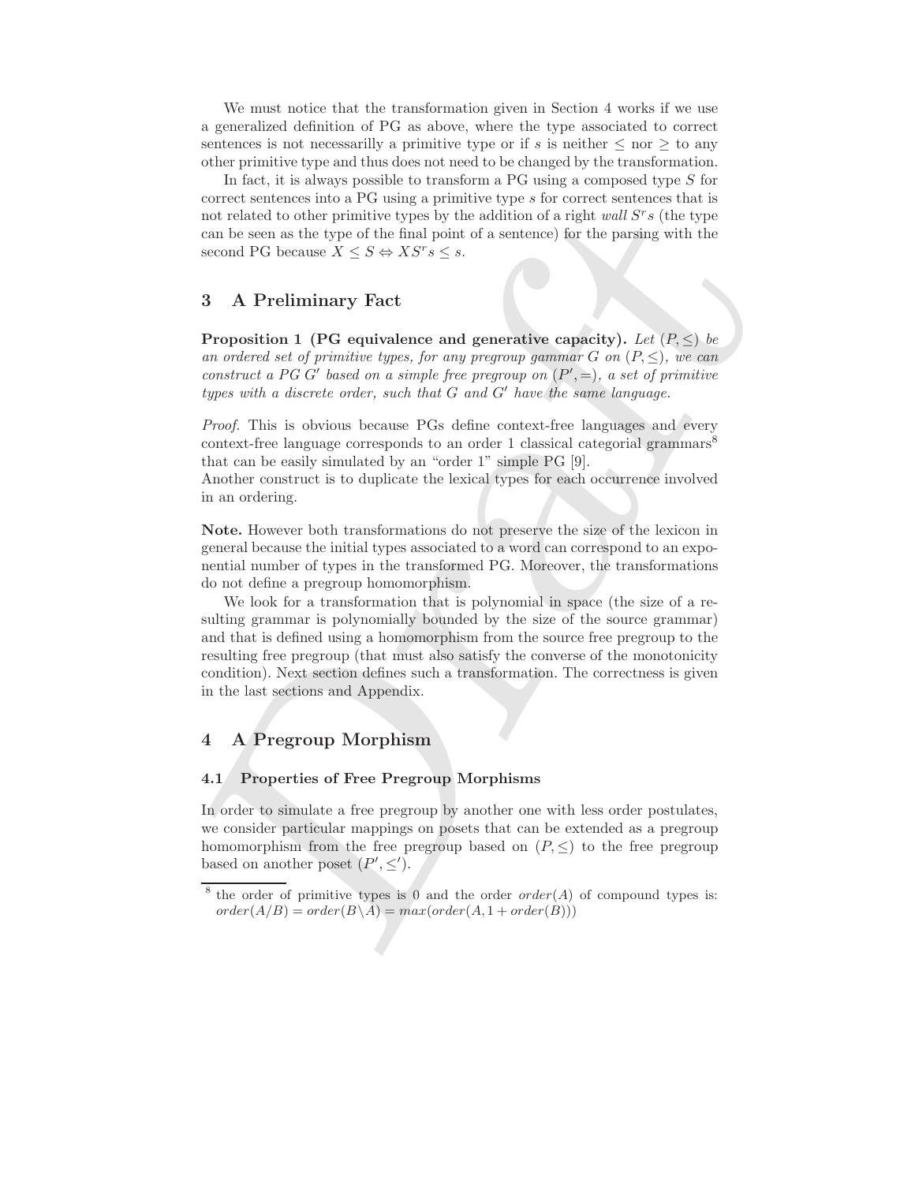We must notice that the transformation given in Section 4 works if we use a generalized definition of PG as above, where the type associated to correct sentences is not necessarilly a primitive type or if $s$ is neither $\leq$ nor $\geq$ to any other primitive type and thus does not need to be changed by the transformation.

In fact, it is always possible to transform a PG using a composed type $S$ for correct sentences into a PG using a primitive type $s$ for correct sentences that is not related to other primitive types by the addition of a right *wall* $S^r s$ (the type can be seen as the type of the final point of a sentence) for the parsing with the second PG because $X \leq S \Leftrightarrow X S^r s \leq s$.

## 3 A Preliminary Fact

**Proposition 1 (PG equivalence and generative capacity).** *Let $(P, \leq)$ be an ordered set of primitive types, for any pregroup gammar $G$ on $(P, \leq)$, we can construct a PG $G'$ based on a simple free pregroup on $(P', =)$, a set of primitive types with a discrete order, such that $G$ and $G'$ have the same language.*

*Proof.* This is obvious because PGs define context-free languages and every context-free language corresponds to an order 1 classical categorial grammars[8] that can be easily simulated by an "order 1" simple PG [9].
Another construct is to duplicate the lexical types for each occurrence involved in an ordering.

**Note.** However both transformations do not preserve the size of the lexicon in general because the initial types associated to a word can correspond to an exponential number of types in the transformed PG. Moreover, the transformations do not define a pregroup homomorphism.

We look for a transformation that is polynomial in space (the size of a resulting grammar is polynomially bounded by the size of the source grammar) and that is defined using a homomorphism from the source free pregroup to the resulting free pregroup (that must also satisfy the converse of the monotonicity condition). Next section defines such a transformation. The correctness is given in the last sections and Appendix.

## 4 A Pregroup Morphism

### 4.1 Properties of Free Pregroup Morphisms

In order to simulate a free pregroup by another one with less order postulates, we consider particular mappings on posets that can be extended as a pregroup homomorphism from the free pregroup based on $(P, \leq)$ to the free pregroup based on another poset $(P', \leq')$.

[8] the order of primitive types is 0 and the order $order(A)$ of compound types is: $order(A/B) = order(B \backslash A) = max(order(A, 1 + order(B)))$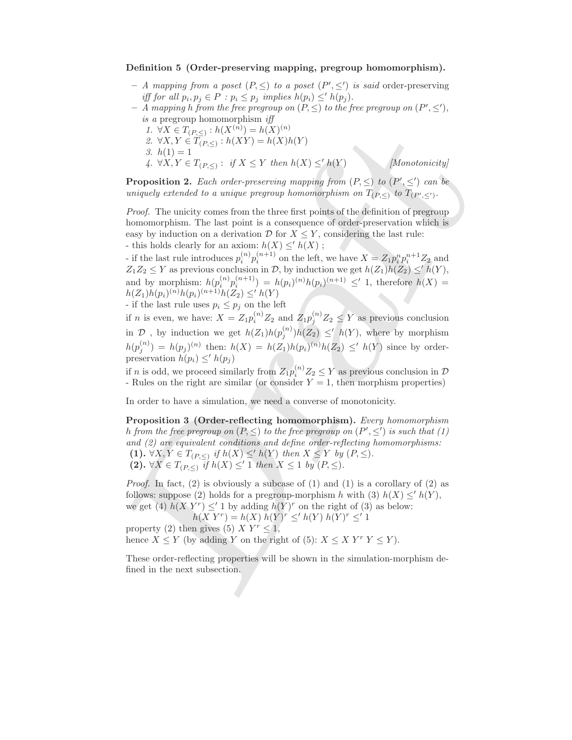**Definition 5 (Order-preserving mapping, pregroup homomorphism).**

– *A mapping from a poset* $(P, \leq)$ *to a poset* $(P', \leq')$ *is said* order-preserving *iff for all* $p_i, p_j \in P$ : $p_i \leq p_j$ *implies* $h(p_i) \leq' h(p_j)$.

– *A mapping* $h$ *from the free pregroup on* $(P, \leq)$ *to the free pregroup on* $(P', \leq')$, *is a* pregroup homomorphism *iff*
  1. $\forall X \in T_{(P,\leq)} : h(X^{(n)}) = h(X)^{(n)}$
  2. $\forall X, Y \in T_{(P,\leq)} : h(XY) = h(X)h(Y)$
  3. $h(1) = 1$
  4. $\forall X, Y \in T_{(P,\leq)}$ : *if* $X \leq Y$ *then* $h(X) \leq' h(Y)$ *[Monotonicity]*

**Proposition 2.** *Each order-preserving mapping from* $(P, \leq)$ *to* $(P', \leq')$ *can be uniquely extended to a unique pregroup homomorphism on* $T_{(P,\leq)}$ *to* $T_{(P',\leq')}$.

*Proof.* The unicity comes from the three first points of the definition of pregroup homomorphism. The last point is a consequence of order-preservation which is easy by induction on a derivation $\mathcal{D}$ for $X \leq Y$, considering the last rule:
- this holds clearly for an axiom: $h(X) \leq' h(X)$ ;
- if the last rule introduces $p_i^{(n)} p_i^{(n+1)}$ on the left, we have $X = Z_1 p_i^n p_i^{n+1} Z_2$ and $Z_1 Z_2 \leq Y$ as previous conclusion in $\mathcal{D}$, by induction we get $h(Z_1)h(Z_2) \leq' h(Y)$, and by morphism: $h(p_i^{(n)} p_i^{(n+1)}) = h(p_i)^{(n)} h(p_i)^{(n+1)} \leq' 1$, therefore $h(X) = h(Z_1)h(p_i)^{(n)} h(p_i)^{(n+1)} h(Z_2) \leq' h(Y)$
- if the last rule uses $p_i \leq p_j$ on the left
if $n$ is even, we have: $X = Z_1 p_i^{(n)} Z_2$ and $Z_1 p_j^{(n)} Z_2 \leq Y$ as previous conclusion in $\mathcal{D}$ , by induction we get $h(Z_1)h(p_j^{(n)})h(Z_2) \leq' h(Y)$, where by morphism $h(p_j^{(n)}) = h(p_j)^{(n)}$ then: $h(X) = h(Z_1)h(p_i)^{(n)} h(Z_2) \leq' h(Y)$ since by order-preservation $h(p_i) \leq' h(p_j)$
if $n$ is odd, we proceed similarly from $Z_1 p_i^{(n)} Z_2 \leq Y$ as previous conclusion in $\mathcal{D}$
- Rules on the right are similar (or consider $Y = 1$, then morphism properties)

In order to have a simulation, we need a converse of monotonicity.

**Proposition 3 (Order-reflecting homomorphism).** *Every homomorphism* $h$ *from the free pregroup on* $(P, \leq)$ *to the free pregroup on* $(P', \leq')$ *is such that (1) and (2) are equivalent conditions and define order-reflecting homomorphisms:*
**(1).** $\forall X, Y \in T_{(P,\leq)}$ *if* $h(X) \leq' h(Y)$ *then* $X \leq Y$ *by* $(P, \leq)$.
**(2).** $\forall X \in T_{(P,\leq)}$ *if* $h(X) \leq' 1$ *then* $X \leq 1$ *by* $(P, \leq)$.

*Proof.* In fact, (2) is obviously a subcase of (1) and (1) is a corollary of (2) as follows: suppose (2) holds for a pregroup-morphism $h$ with (3) $h(X) \leq' h(Y)$, we get (4) $h(X\,Y^r) \leq' 1$ by adding $h(Y)^r$ on the right of (3) as below:

$$h(X\,Y^r) = h(X)\;h(Y)^r \leq' h(Y)\;h(Y)^r \leq' 1$$

property (2) then gives (5) $X\,Y^r \leq 1$,
hence $X \leq Y$ (by adding $Y$ on the right of (5): $X \leq X\,Y^r\,Y \leq Y$).

These order-reflecting properties will be shown in the simulation-morphism defined in the next subsection.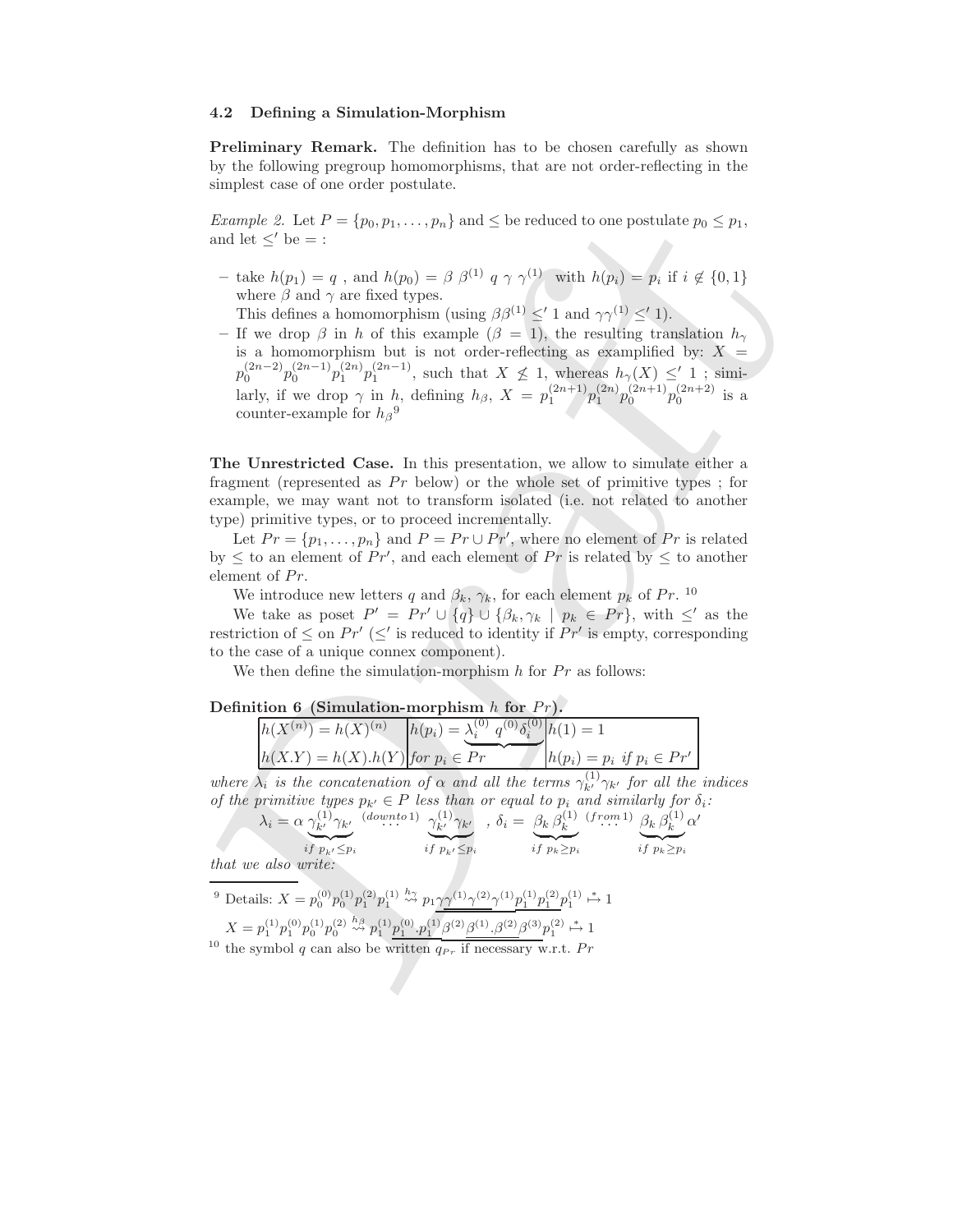### 4.2 Defining a Simulation-Morphism

**Preliminary Remark.** The definition has to be chosen carefully as shown by the following pregroup homomorphisms, that are not order-reflecting in the simplest case of one order postulate.

*Example 2.* Let $P = \{p_0, p_1, \ldots, p_n\}$ and $\leq$ be reduced to one postulate $p_0 \leq p_1$, and let $\leq'$ be $=$ :

- take $h(p_1) = q$ , and $h(p_0) = \beta\ \beta^{(1)}\ q\ \gamma\ \gamma^{(1)}$ with $h(p_i) = p_i$ if $i \notin \{0, 1\}$ where $\beta$ and $\gamma$ are fixed types.
  This defines a homomorphism (using $\beta\beta^{(1)} \leq' 1$ and $\gamma\gamma^{(1)} \leq' 1$).
- If we drop $\beta$ in $h$ of this example ($\beta = 1$), the resulting translation $h_\gamma$ is a homomorphism but is not order-reflecting as examplified by: $X = p_0^{(2n-2)} p_0^{(2n-1)} p_1^{(2n)} p_1^{(2n-1)}$, such that $X \not\leq 1$, whereas $h_\gamma(X) \leq' 1$ ; similarly, if we drop $\gamma$ in $h$, defining $h_\beta$, $X = p_1^{(2n+1)} p_1^{(2n)} p_0^{(2n+1)} p_0^{(2n+2)}$ is a counter-example for $h_\beta$[9]

**The Unrestricted Case.** In this presentation, we allow to simulate either a fragment (represented as $Pr$ below) or the whole set of primitive types ; for example, we may want not to transform isolated (i.e. not related to another type) primitive types, or to proceed incrementally.

Let $Pr = \{p_1, \ldots, p_n\}$ and $P = Pr \cup Pr'$, where no element of $Pr$ is related by $\leq$ to an element of $Pr'$, and each element of $Pr$ is related by $\leq$ to another element of $Pr$.

We introduce new letters $q$ and $\beta_k$, $\gamma_k$, for each element $p_k$ of $Pr$. [10]

We take as poset $P' = Pr' \cup \{q\} \cup \{\beta_k, \gamma_k \mid p_k \in Pr\}$, with $\leq'$ as the restriction of $\leq$ on $Pr'$ ($\leq'$ is reduced to identity if $Pr'$ is empty, corresponding to the case of a unique connex component).

We then define the simulation-morphism $h$ for $Pr$ as follows:

**Definition 6 (Simulation-morphism $h$ for $Pr$).**

| | | |
|---|---|---|
| $h(X^{(n)}) = h(X)^{(n)}$ | $h(p_i) = \underbrace{\lambda_i^{(0)}\ q^{(0)} \delta_i^{(0)}}$ | $h(1) = 1$ |
| $h(X.Y) = h(X).h(Y)$ | *for* $p_i \in Pr$ | $h(p_i) = p_i$ *if* $p_i \in Pr'$ |

*where $\lambda_i$ is the concatenation of $\alpha$ and all the terms $\gamma_{k'}^{(1)}\gamma_{k'}$ for all the indices of the primitive types $p_{k'} \in P$ less than or equal to $p_i$ and similarly for $\delta_i$:*

$$\lambda_i = \alpha \underbrace{\gamma_{k'}^{(1)}\gamma_{k'}}_{if\ p_{k'} \leq p_i} \overset{(downto\, 1)}{\cdots} \underbrace{\gamma_{k'}^{(1)}\gamma_{k'}}_{if\ p_{k'} \leq p_i}\ ,\ \delta_i = \underbrace{\beta_k\,\beta_k^{(1)}}_{if\ p_k \geq p_i} \overset{(from\, 1)}{\cdots} \underbrace{\beta_k\,\beta_k^{(1)}}_{if\ p_k \geq p_i} \alpha'$$

*that we also write:*

---

[9] Details: $X = p_0^{(0)} p_0^{(1)} p_1^{(2)} p_1^{(1)} \overset{h_\gamma}{\rightsquigarrow} p_1 \underline{\gamma \gamma^{(1)} \gamma^{(2)}} \gamma^{(1)} \underline{p_1^{(1)} p_1^{(2)}} p_1^{(1)} \overset{*}{\mapsto} 1$

$X = p_1^{(1)} p_1^{(0)} p_0^{(1)} p_0^{(2)} \overset{h_\beta}{\rightsquigarrow} p_1^{(1)} \underline{p_1^{(0)}.p_1^{(1)}} \beta^{(2)} \underline{\beta^{(1)}.\beta^{(2)}} \beta^{(3)} p_1^{(2)} \overset{*}{\mapsto} 1$

[10] the symbol $q$ can also be written $q_{Pr}$ if necessary w.r.t. $Pr$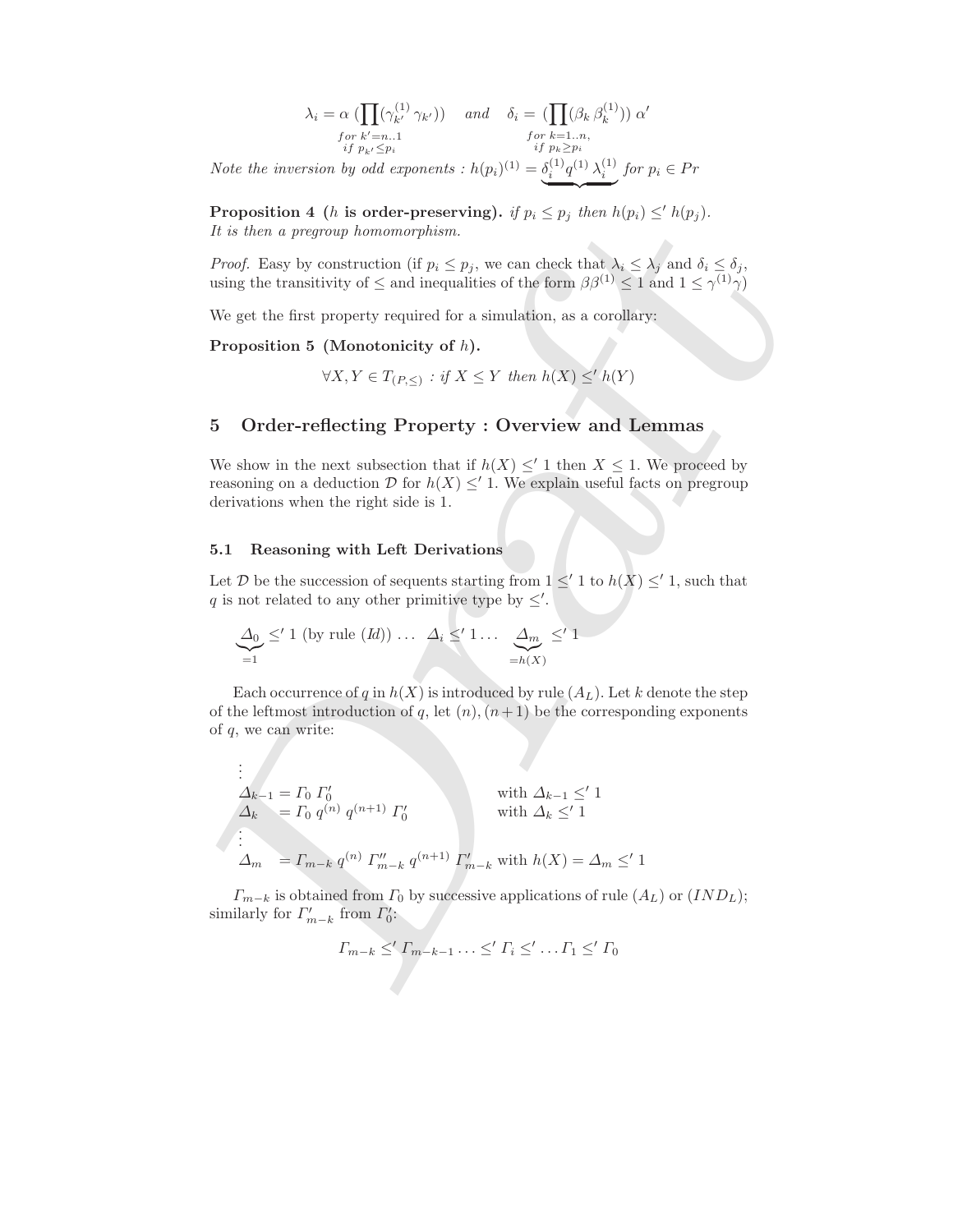$$\lambda_i = \alpha \, (\prod_{\substack{for\ k'=n..1 \\ if\ p_{k'} \leq p_i}} (\gamma_{k'}^{(1)} \, \gamma_{k'})) \quad and \quad \delta_i = (\prod_{\substack{for\ k=1..n, \\ if\ p_k \geq p_i}} (\beta_k \, \beta_k^{(1)})) \, \alpha'$$

*Note the inversion by odd exponents :* $h(p_i)^{(1)} = \underbrace{\delta_i^{(1)} q^{(1)} \, \lambda_i^{(1)}}$ *for* $p_i \in Pr$

**Proposition 4 ($h$ is order-preserving).** *if* $p_i \leq p_j$ *then* $h(p_i) \leq' h(p_j)$. *It is then a pregroup homomorphism.*

*Proof.* Easy by construction (if $p_i \leq p_j$, we can check that $\lambda_i \leq \lambda_j$ and $\delta_i \leq \delta_j$, using the transitivity of $\leq$ and inequalities of the form $\beta\beta^{(1)} \leq 1$ and $1 \leq \gamma^{(1)}\gamma$)

We get the first property required for a simulation, as a corollary:

**Proposition 5 (Monotonicity of $h$).**

$$\forall X, Y \in T_{(P,\leq)} : if\ X \leq Y\ then\ h(X) \leq' h(Y)$$

## 5 Order-reflecting Property : Overview and Lemmas

We show in the next subsection that if $h(X) \leq' 1$ then $X \leq 1$. We proceed by reasoning on a deduction $\mathcal{D}$ for $h(X) \leq' 1$. We explain useful facts on pregroup derivations when the right side is 1.

### 5.1 Reasoning with Left Derivations

Let $\mathcal{D}$ be the succession of sequents starting from $1 \leq' 1$ to $h(X) \leq' 1$, such that $q$ is not related to any other primitive type by $\leq'$.

$$\underbrace{\Delta_0}_{=1} \leq' 1 \text{ (by rule } (Id)) \ \ldots \ \Delta_i \leq' 1 \ldots \ \underbrace{\Delta_m}_{=h(X)} \leq' 1$$

Each occurrence of $q$ in $h(X)$ is introduced by rule $(A_L)$. Let $k$ denote the step of the leftmost introduction of $q$, let $(n), (n+1)$ be the corresponding exponents of $q$, we can write:

$$\begin{array}{lll} \vdots & & \\ \Delta_{k-1} & = \Gamma_0 \ \Gamma_0' & \text{with } \Delta_{k-1} \leq' 1 \\ \Delta_k & = \Gamma_0 \ q^{(n)} \ q^{(n+1)} \ \Gamma_0' & \text{with } \Delta_k \leq' 1 \\ \vdots & & \\ \Delta_m & = \Gamma_{m-k} \ q^{(n)} \ \Gamma_{m-k}'' \ q^{(n+1)} \ \Gamma_{m-k}' & \text{with } h(X) = \Delta_m \leq' 1 \end{array}$$

$\Gamma_{m-k}$ is obtained from $\Gamma_0$ by successive applications of rule $(A_L)$ or $(IND_L)$; similarly for $\Gamma_{m-k}'$ from $\Gamma_0'$:

$$\Gamma_{m-k} \leq' \Gamma_{m-k-1} \ldots \leq' \Gamma_i \leq' \ldots \Gamma_1 \leq' \Gamma_0$$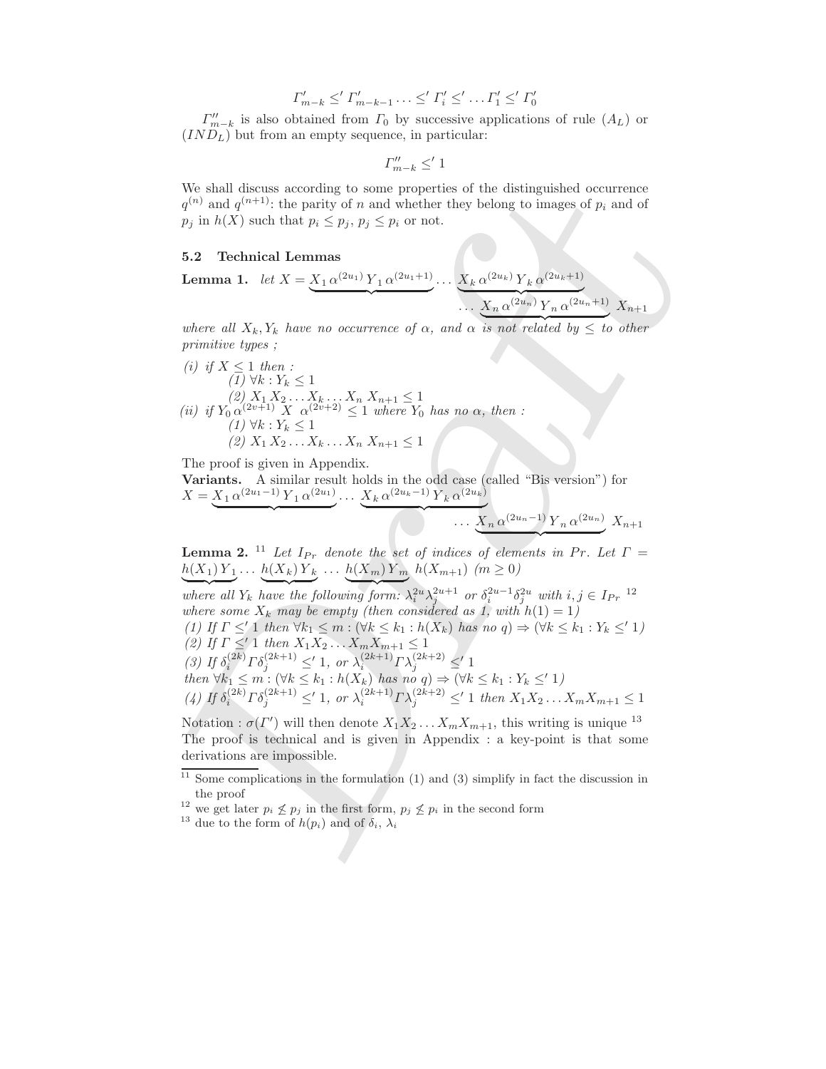$$\Gamma'_{m-k} \leq' \Gamma'_{m-k-1} \ldots \leq' \Gamma'_i \leq' \ldots \Gamma'_1 \leq' \Gamma'_0$$

$\Gamma''_{m-k}$ is also obtained from $\Gamma_0$ by successive applications of rule $(A_L)$ or $(IND_L)$ but from an empty sequence, in particular:

$$\Gamma''_{m-k} \leq' 1$$

We shall discuss according to some properties of the distinguished occurrence $q^{(n)}$ and $q^{(n+1)}$: the parity of $n$ and whether they belong to images of $p_i$ and of $p_j$ in $h(X)$ such that $p_i \leq p_j$, $p_j \leq p_i$ or not.

### 5.2 Technical Lemmas

**Lemma 1.** *let* $X = \underbrace{X_1\, \alpha^{(2u_1)}\, Y_1\, \alpha^{(2u_1+1)}} \ldots \underbrace{X_k\, \alpha^{(2u_k)}\, Y_k\, \alpha^{(2u_k+1)}} \ldots \underbrace{X_n\, \alpha^{(2u_n)}\, Y_n\, \alpha^{(2u_n+1)}}\; X_{n+1}$

*where all $X_k, Y_k$ have no occurrence of $\alpha$, and $\alpha$ is not related by $\leq$ to other primitive types ;*

*(i) if $X \leq 1$ then :*
 *(1) $\forall k : Y_k \leq 1$*
 *(2) $X_1\, X_2 \ldots X_k \ldots X_n\; X_{n+1} \leq 1$*
*(ii) if $Y_0\, \alpha^{(2v+1)}\; X\;\; \alpha^{(2v+2)} \leq 1$ where $Y_0$ has no $\alpha$, then :*
 *(1) $\forall k : Y_k \leq 1$*
 *(2) $X_1\, X_2 \ldots X_k \ldots X_n\; X_{n+1} \leq 1$*

The proof is given in Appendix.

**Variants.** A similar result holds in the odd case (called "Bis version") for $X = \underbrace{X_1\, \alpha^{(2u_1-1)}\, Y_1\, \alpha^{(2u_1)}} \ldots \underbrace{X_k\, \alpha^{(2u_k-1)}\, Y_k\, \alpha^{(2u_k)}} \ldots \underbrace{X_n\, \alpha^{(2u_n-1)}\, Y_n\, \alpha^{(2u_n)}}\; X_{n+1}$

**Lemma 2.** [11] *Let $I_{Pr}$ denote the set of indices of elements in $Pr$. Let $\Gamma = \underbrace{h(X_1)\, Y_1} \ldots \underbrace{h(X_k)\, Y_k} \ldots \underbrace{h(X_m)\, Y_m}\; h(X_{m+1})$ $(m \geq 0)$*

*where all $Y_k$ have the following form: $\lambda_i^{2u}\lambda_j^{2u+1}$ or $\delta_i^{2u-1}\delta_j^{2u}$ with $i, j \in I_{Pr}$* [12] *where some $X_k$ may be empty (then considered as 1, with $h(1) = 1$)*
*(1) If $\Gamma \leq' 1$ then $\forall k_1 \leq m : (\forall k \leq k_1 : h(X_k)$ has no $q) \Rightarrow (\forall k \leq k_1 : Y_k \leq' 1)$*
*(2) If $\Gamma \leq' 1$ then $X_1 X_2 \ldots X_m X_{m+1} \leq 1$*
*(3) If $\delta_i^{(2k)}\Gamma\delta_j^{(2k+1)} \leq' 1$, or $\lambda_i^{(2k+1)}\Gamma\lambda_j^{(2k+2)} \leq' 1$ then $\forall k_1 \leq m : (\forall k \leq k_1 : h(X_k)$ has no $q) \Rightarrow (\forall k \leq k_1 : Y_k \leq' 1)$*
*(4) If $\delta_i^{(2k)}\Gamma\delta_j^{(2k+1)} \leq' 1$, or $\lambda_i^{(2k+1)}\Gamma\lambda_j^{(2k+2)} \leq' 1$ then $X_1 X_2 \ldots X_m X_{m+1} \leq 1$*

Notation : $\sigma(\Gamma')$ will then denote $X_1 X_2 \ldots X_m X_{m+1}$, this writing is unique [13]
The proof is technical and is given in Appendix : a key-point is that some derivations are impossible.

[11] Some complications in the formulation (1) and (3) simplify in fact the discussion in the proof

[12] we get later $p_i \not\leq p_j$ in the first form, $p_j \not\leq p_i$ in the second form

[13] due to the form of $h(p_i)$ and of $\delta_i$, $\lambda_i$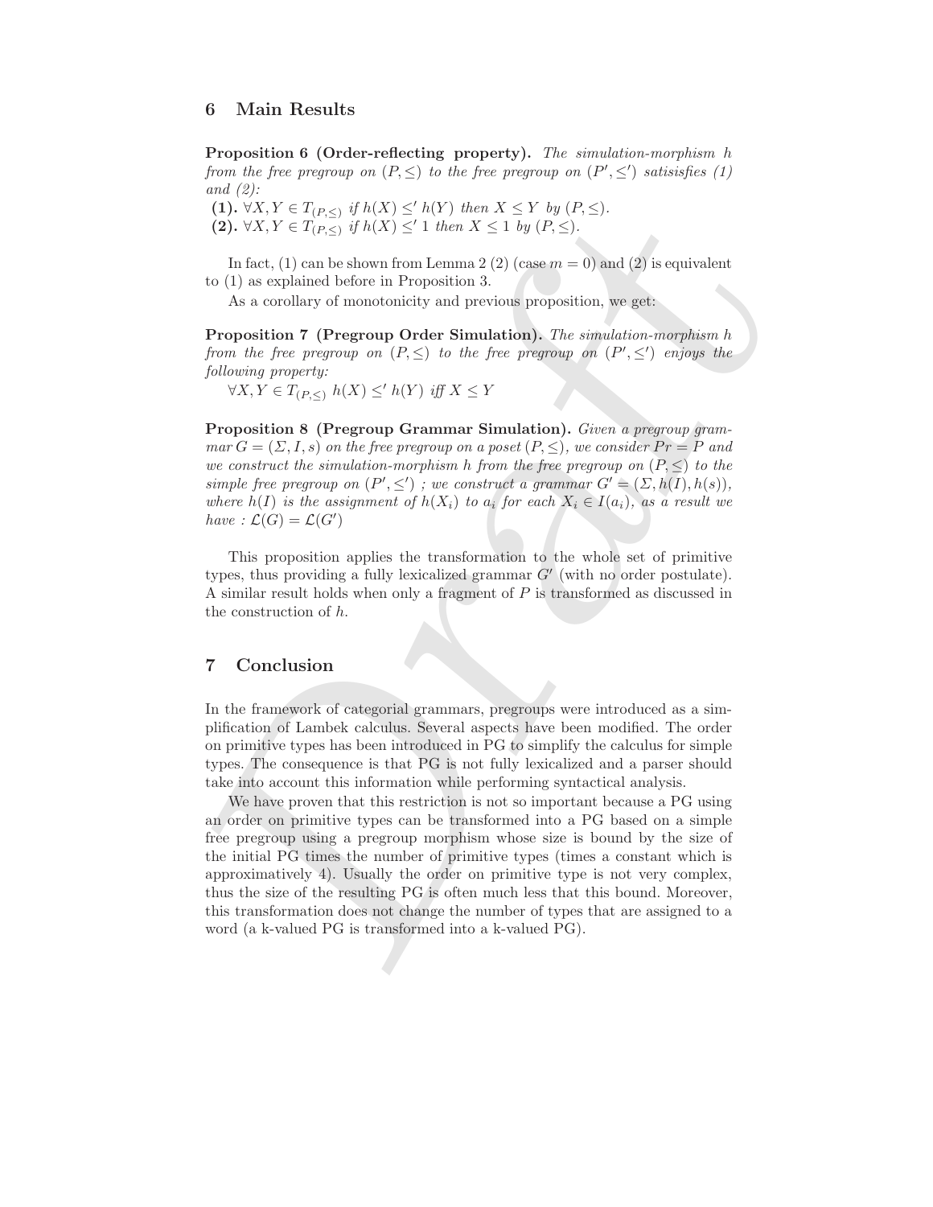## 6 Main Results

**Proposition 6 (Order-reflecting property).** *The simulation-morphism $h$ from the free pregroup on $(P, \leq)$ to the free pregroup on $(P', \leq')$ satisisfies (1) and (2):*

**(1).** $\forall X, Y \in T_{(P,\leq)}$ *if* $h(X) \leq' h(Y)$ *then* $X \leq Y$ *by* $(P, \leq)$.
**(2).** $\forall X, Y \in T_{(P,\leq)}$ *if* $h(X) \leq' 1$ *then* $X \leq 1$ *by* $(P, \leq)$.

In fact, (1) can be shown from Lemma 2 (2) (case $m = 0$) and (2) is equivalent to (1) as explained before in Proposition 3.

As a corollary of monotonicity and previous proposition, we get:

**Proposition 7 (Pregroup Order Simulation).** *The simulation-morphism $h$ from the free pregroup on $(P, \leq)$ to the free pregroup on $(P', \leq')$ enjoys the following property:*

$\forall X, Y \in T_{(P,\leq)}$ $h(X) \leq' h(Y)$ *iff* $X \leq Y$

**Proposition 8 (Pregroup Grammar Simulation).** *Given a pregroup grammar $G = (\Sigma, I, s)$ on the free pregroup on a poset $(P, \leq)$, we consider $Pr = P$ and we construct the simulation-morphism $h$ from the free pregroup on $(P, \leq)$ to the simple free pregroup on $(P', \leq')$ ; we construct a grammar $G' = (\Sigma, h(I), h(s))$, where $h(I)$ is the assignment of $h(X_i)$ to $a_i$ for each $X_i \in I(a_i)$, as a result we have : $\mathcal{L}(G) = \mathcal{L}(G')$*

This proposition applies the transformation to the whole set of primitive types, thus providing a fully lexicalized grammar $G'$ (with no order postulate). A similar result holds when only a fragment of $P$ is transformed as discussed in the construction of $h$.

## 7 Conclusion

In the framework of categorial grammars, pregroups were introduced as a simplification of Lambek calculus. Several aspects have been modified. The order on primitive types has been introduced in PG to simplify the calculus for simple types. The consequence is that PG is not fully lexicalized and a parser should take into account this information while performing syntactical analysis.

We have proven that this restriction is not so important because a PG using an order on primitive types can be transformed into a PG based on a simple free pregroup using a pregroup morphism whose size is bound by the size of the initial PG times the number of primitive types (times a constant which is approximatively 4). Usually the order on primitive type is not very complex, thus the size of the resulting PG is often much less that this bound. Moreover, this transformation does not change the number of types that are assigned to a word (a k-valued PG is transformed into a k-valued PG).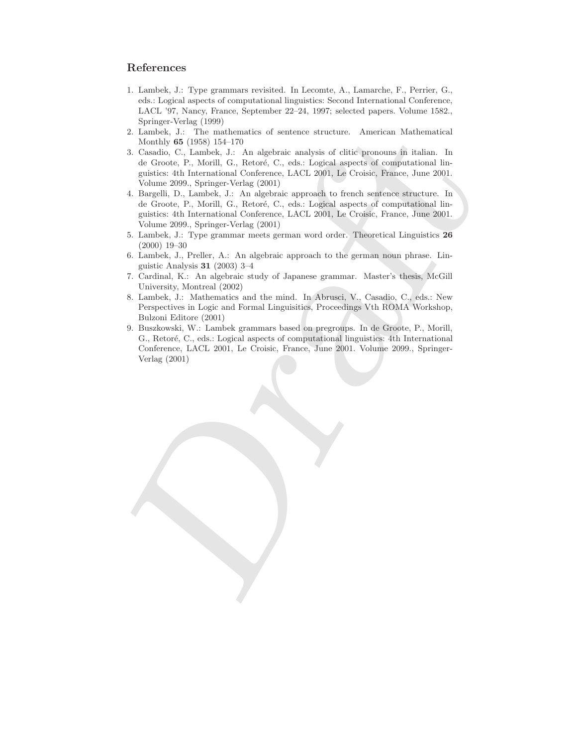## References

1. Lambek, J.: Type grammars revisited. In Lecomte, A., Lamarche, F., Perrier, G., eds.: Logical aspects of computational linguistics: Second International Conference, LACL '97, Nancy, France, September 22–24, 1997; selected papers. Volume 1582., Springer-Verlag (1999)
2. Lambek, J.: The mathematics of sentence structure. American Mathematical Monthly **65** (1958) 154–170
3. Casadio, C., Lambek, J.: An algebraic analysis of clitic pronouns in italian. In de Groote, P., Morill, G., Retoré, C., eds.: Logical aspects of computational linguistics: 4th International Conference, LACL 2001, Le Croisic, France, June 2001. Volume 2099., Springer-Verlag (2001)
4. Bargelli, D., Lambek, J.: An algebraic approach to french sentence structure. In de Groote, P., Morill, G., Retoré, C., eds.: Logical aspects of computational linguistics: 4th International Conference, LACL 2001, Le Croisic, France, June 2001. Volume 2099., Springer-Verlag (2001)
5. Lambek, J.: Type grammar meets german word order. Theoretical Linguistics **26** (2000) 19–30
6. Lambek, J., Preller, A.: An algebraic approach to the german noun phrase. Linguistic Analysis **31** (2003) 3–4
7. Cardinal, K.: An algebraic study of Japanese grammar. Master's thesis, McGill University, Montreal (2002)
8. Lambek, J.: Mathematics and the mind. In Abrusci, V., Casadio, C., eds.: New Perspectives in Logic and Formal Linguisitics, Proceedings Vth ROMA Workshop, Bulzoni Editore (2001)
9. Buszkowski, W.: Lambek grammars based on pregroups. In de Groote, P., Morill, G., Retoré, C., eds.: Logical aspects of computational linguistics: 4th International Conference, LACL 2001, Le Croisic, France, June 2001. Volume 2099., Springer-Verlag (2001)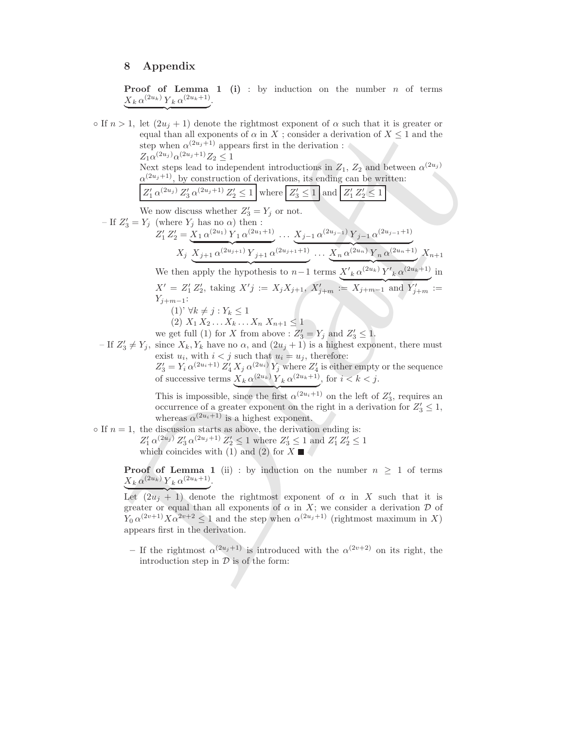## 8 Appendix

**Proof of Lemma 1 (i)** : by induction on the number $n$ of terms $\underbrace{X_k\,\alpha^{(2u_k)}\,Y_k\,\alpha^{(2u_k+1)}}$.

∘ If $n > 1$, let $(2u_j + 1)$ denote the rightmost exponent of $\alpha$ such that it is greater or equal than all exponents of $\alpha$ in $X$ ; consider a derivation of $X \leq 1$ and the step when $\alpha^{(2u_j+1)}$ appears first in the derivation :
$Z_1\alpha^{(2u_j)}\alpha^{(2u_j+1)}Z_2 \leq 1$
Next steps lead to independent introductions in $Z_1$, $Z_2$ and between $\alpha^{(2u_j)}$ $\alpha^{(2u_j+1)}$, by construction of derivations, its ending can be written:
$\boxed{Z_1'\,\alpha^{(2u_j)}\,Z_3'\,\alpha^{(2u_j+1)}\,Z_2' \leq 1}$ where $\boxed{Z_3' \leq 1}$ and $\boxed{Z_1'\,Z_2' \leq 1}$

We now discuss whether $Z_3' = Y_j$ or not.

– If $Z_3' = Y_j$ (where $Y_j$ has no $\alpha$) then :

$$Z_1'\,Z_2' = \underbrace{X_1\,\alpha^{(2u_1)}\,Y_1\,\alpha^{(2u_1+1)}} \ldots \underbrace{X_{j-1}\,\alpha^{(2u_{j-1})}\,Y_{j-1}\,\alpha^{(2u_{j-1}+1)}}$$
$$X_j\ \underbrace{X_{j+1}\,\alpha^{(2u_{j+1})}\,Y_{j+1}\,\alpha^{(2u_{j+1}+1)}} \ldots \underbrace{X_n\,\alpha^{(2u_n)}\,Y_n\,\alpha^{(2u_n+1)}}\ X_{n+1}$$

We then apply the hypothesis to $n-1$ terms $\underbrace{X'_k\,\alpha^{(2u_k)}\,Y'_k\,\alpha^{(2u_k+1)}}$ in $X' = Z_1'\,Z_2'$, taking $X'j := X_jX_{j+1}$, $X'_{j+m} := X_{j+m-1}$ and $Y'_{j+m} := Y_{j+m-1}$:

(1)' $\forall k \neq j : Y_k \leq 1$

(2) $X_1\,X_2 \ldots X_k \ldots X_n\ X_{n+1} \leq 1$

we get full (1) for $X$ from above : $Z_3' = Y_j$ and $Z_3' \leq 1$.

– If $Z_3' \neq Y_j$, since $X_k, Y_k$ have no $\alpha$, and $(2u_j + 1)$ is a highest exponent, there must exist $u_i$, with $i < j$ such that $u_i = u_j$, therefore:
$Z_3' = Y_i\,\alpha^{(2u_i+1)}\,Z_4'\,X_j\,\alpha^{(2u_i)}\,Y_j$ where $Z_4'$ is either empty or the sequence of successive terms $\underbrace{X_k\,\alpha^{(2u_k)}\,Y_k\,\alpha^{(2u_k+1)}}$, for $i < k < j$.

This is impossible, since the first $\alpha^{(2u_i+1)}$ on the left of $Z_3'$, requires an occurrence of a greater exponent on the right in a derivation for $Z_3' \leq 1$, whereas $\alpha^{(2u_i+1)}$ is a highest exponent.

∘ If $n = 1$, the discussion starts as above, the derivation ending is:
$Z_1'\,\alpha^{(2u_j)}\,Z_3'\,\alpha^{(2u_j+1)}\,Z_2' \leq 1$ where $Z_3' \leq 1$ and $Z_1'\,Z_2' \leq 1$
which coincides with (1) and (2) for $X$ ■

**Proof of Lemma 1** (ii) : by induction on the number $n \geq 1$ of terms $\underbrace{X_k\,\alpha^{(2u_k)}\,Y_k\,\alpha^{(2u_k+1)}}$.

Let $(2u_j + 1)$ denote the rightmost exponent of $\alpha$ in $X$ such that it is greater or equal than all exponents of $\alpha$ in $X$; we consider a derivation $\mathcal{D}$ of $Y_0\,\alpha^{(2v+1)}X\alpha^{2v+2} \leq 1$ and the step when $\alpha^{(2u_j+1)}$ (rightmost maximum in $X$) appears first in the derivation.

- If the rightmost $\alpha^{(2u_j+1)}$ is introduced with the $\alpha^{(2v+2)}$ on its right, the introduction step in $\mathcal{D}$ is of the form: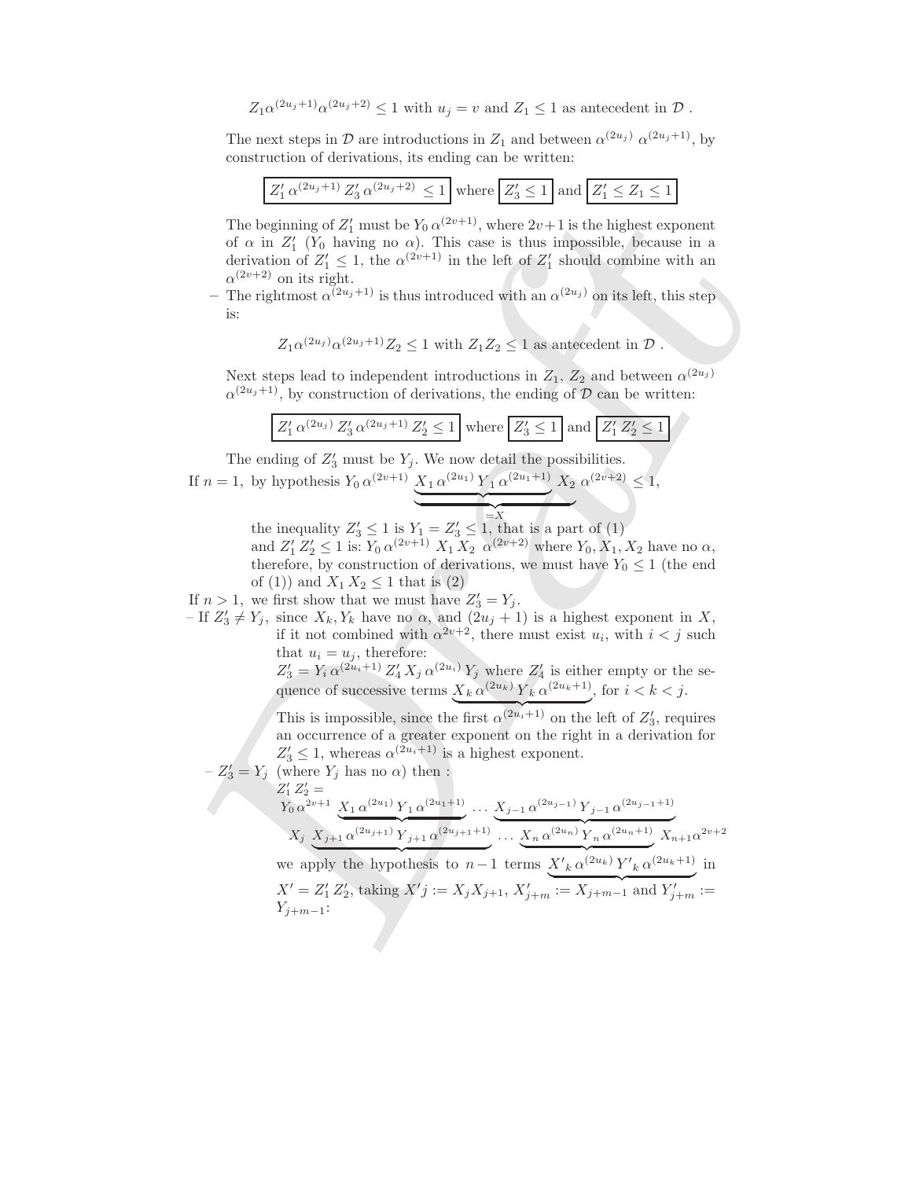$$Z_1 \alpha^{(2u_j+1)} \alpha^{(2u_j+2)} \leq 1 \text{ with } u_j = v \text{ and } Z_1 \leq 1 \text{ as antecedent in } \mathcal{D} .$$

The next steps in $\mathcal{D}$ are introductions in $Z_1$ and between $\alpha^{(2u_j)}\ \alpha^{(2u_j+1)}$, by construction of derivations, its ending can be written:

$$\boxed{Z_1'\, \alpha^{(2u_j+1)}\, Z_3'\, \alpha^{(2u_j+2)} \leq 1} \text{ where } \boxed{Z_3' \leq 1} \text{ and } \boxed{Z_1' \leq Z_1 \leq 1}$$

The beginning of $Z_1'$ must be $Y_0\, \alpha^{(2v+1)}$, where $2v+1$ is the highest exponent of $\alpha$ in $Z_1'$ ($Y_0$ having no $\alpha$). This case is thus impossible, because in a derivation of $Z_1' \leq 1$, the $\alpha^{(2v+1)}$ in the left of $Z_1'$ should combine with an $\alpha^{(2v+2)}$ on its right.

– The rightmost $\alpha^{(2u_j+1)}$ is thus introduced with an $\alpha^{(2u_j)}$ on its left, this step is:

$$Z_1 \alpha^{(2u_j)} \alpha^{(2u_j+1)} Z_2 \leq 1 \text{ with } Z_1 Z_2 \leq 1 \text{ as antecedent in } \mathcal{D} .$$

Next steps lead to independent introductions in $Z_1$, $Z_2$ and between $\alpha^{(2u_j)}$ $\alpha^{(2u_j+1)}$, by construction of derivations, the ending of $\mathcal{D}$ can be written:

$$\boxed{Z_1'\, \alpha^{(2u_j)}\, Z_3'\, \alpha^{(2u_j+1)}\, Z_2' \leq 1} \text{ where } \boxed{Z_3' \leq 1} \text{ and } \boxed{Z_1'\, Z_2' \leq 1}$$

The ending of $Z_3'$ must be $Y_j$. We now detail the possibilities.

If $n = 1$, by hypothesis $Y_0\, \alpha^{(2v+1)} \underbrace{\underbrace{X_1\, \alpha^{(2u_1)}\, Y_1\, \alpha^{(2u_1+1)}}\, X_2}_{=X}\, \alpha^{(2v+2)} \leq 1$,

the inequality $Z_3' \leq 1$ is $Y_1 = Z_3' \leq 1$, that is a part of (1) and $Z_1'\, Z_2' \leq 1$ is: $Y_0\, \alpha^{(2v+1)}\, X_1\, X_2\ \ \alpha^{(2v+2)}$ where $Y_0, X_1, X_2$ have no $\alpha$, therefore, by construction of derivations, we must have $Y_0 \leq 1$ (the end of (1)) and $X_1\, X_2 \leq 1$ that is (2)

If $n > 1$, we first show that we must have $Z_3' = Y_j$.

– If $Z_3' \neq Y_j$, since $X_k, Y_k$ have no $\alpha$, and $(2u_j + 1)$ is a highest exponent in $X$, if it not combined with $\alpha^{2v+2}$, there must exist $u_i$, with $i < j$ such that $u_i = u_j$, therefore:

$Z_3' = Y_i\, \alpha^{(2u_i+1)}\, Z_4'\, X_j\, \alpha^{(2u_i)}\, Y_j$ where $Z_4'$ is either empty or the sequence of successive terms $\underbrace{X_k\, \alpha^{(2u_k)}\, Y_k\, \alpha^{(2u_k+1)}}$, for $i < k < j$.

This is impossible, since the first $\alpha^{(2u_i+1)}$ on the left of $Z_3'$, requires an occurrence of a greater exponent on the right in a derivation for $Z_3' \leq 1$, whereas $\alpha^{(2u_i+1)}$ is a highest exponent.

– $Z_3' = Y_j$ (where $Y_j$ has no $\alpha$) then :

$Z_1'\, Z_2' =$

$Y_0\, \alpha^{2v+1}\ \underbrace{X_1\, \alpha^{(2u_1)}\, Y_1\, \alpha^{(2u_1+1)}}\ \ldots\ \underbrace{X_{j-1}\, \alpha^{(2u_{j-1})}\, Y_{j-1}\, \alpha^{(2u_{j-1}+1)}}$

$X_j\ \underbrace{X_{j+1}\, \alpha^{(2u_{j+1})}\, Y_{j+1}\, \alpha^{(2u_{j+1}+1)}}\ \ldots\ \underbrace{X_n\, \alpha^{(2u_n)}\, Y_n\, \alpha^{(2u_n+1)}}\ X_{n+1} \alpha^{2v+2}$

we apply the hypothesis to $n-1$ terms $\underbrace{X'_k\, \alpha^{(2u_k)}\, Y'_k\, \alpha^{(2u_k+1)}}$ in $X' = Z_1'\, Z_2'$, taking $X'j := X_j X_{j+1}$, $X'_{j+m} := X_{j+m-1}$ and $Y'_{j+m} := Y_{j+m-1}$: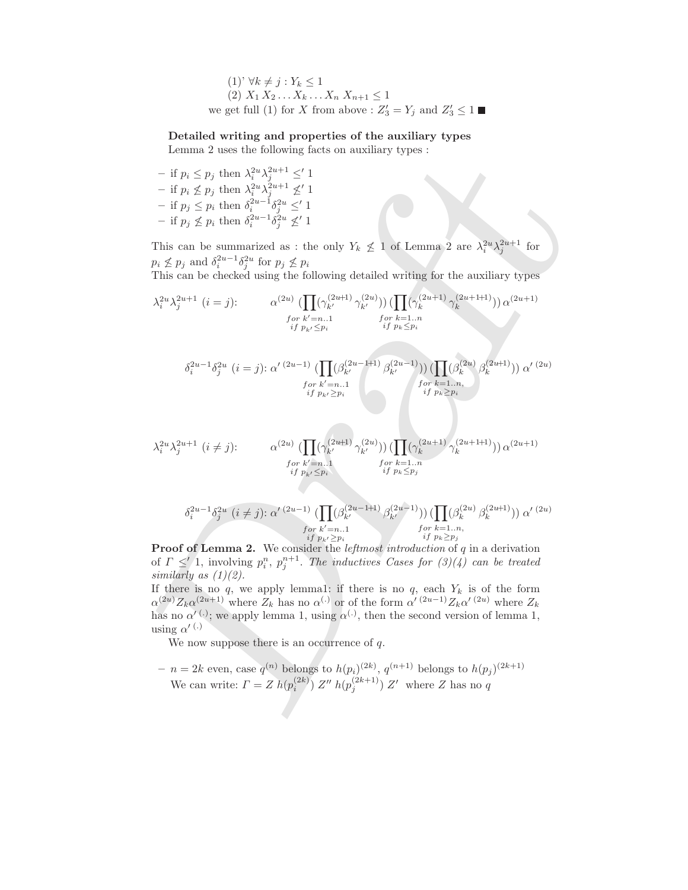(1)' $\forall k \neq j : Y_k \leq 1$

(2) $X_1\, X_2 \ldots X_k \ldots X_n\; X_{n+1} \leq 1$

we get full (1) for $X$ from above : $Z_3' = Y_j$ and $Z_3' \leq 1$ ■

**Detailed writing and properties of the auxiliary types**

Lemma 2 uses the following facts on auxiliary types :

- if $p_i \leq p_j$ then $\lambda_i^{2u}\lambda_j^{2u+1} \leq' 1$
- if $p_i \not\leq p_j$ then $\lambda_i^{2u}\lambda_j^{2u+1} \not\leq' 1$
- if $p_j \leq p_i$ then $\delta_i^{2u-1}\delta_j^{2u} \leq' 1$
- if $p_j \not\leq p_i$ then $\delta_i^{2u-1}\delta_j^{2u} \not\leq' 1$

This can be summarized as : the only $Y_k \not\leq 1$ of Lemma 2 are $\lambda_i^{2u}\lambda_j^{2u+1}$ for $p_i \not\leq p_j$ and $\delta_i^{2u-1}\delta_j^{2u}$ for $p_j \not\leq p_i$

This can be checked using the following detailed writing for the auxiliary types

$$\lambda_i^{2u}\lambda_j^{2u+1}\ (i=j): \qquad \alpha^{(2u)} \Big(\prod_{\substack{for\ k'=n..1\\ if\ p_{k'}\leq p_i}} (\gamma_{k'}^{(2u+1)}\,\gamma_{k'}^{(2u)})\Big) \Big(\prod_{\substack{for\ k=1..n\\ if\ p_k\leq p_i}} (\gamma_k^{(2u+1)}\,\gamma_k^{(2u+1+1)})\Big)\,\alpha^{(2u+1)}$$

$$\delta_i^{2u-1}\delta_j^{2u}\ (i=j): \ \alpha'^{\,(2u-1)} \Big(\prod_{\substack{for\ k'=n..1\\ if\ p_{k'}\geq p_i}} (\beta_{k'}^{(2u-1+1)}\,\beta_{k'}^{(2u-1)})\Big) \Big(\prod_{\substack{for\ k=1..n,\\ if\ p_k\geq p_i}} (\beta_k^{(2u)}\,\beta_k^{(2u+1)})\Big)\,\alpha'^{\,(2u)}$$

$$\lambda_i^{2u}\lambda_j^{2u+1}\ (i\neq j): \qquad \alpha^{(2u)} \Big(\prod_{\substack{for\ k'=n..1\\ if\ p_{k'}\leq p_i}} (\gamma_{k'}^{(2u+1)}\,\gamma_{k'}^{(2u)})\Big) \Big(\prod_{\substack{for\ k=1..n\\ if\ p_k\leq p_j}} (\gamma_k^{(2u+1)}\,\gamma_k^{(2u+1+1)})\Big)\,\alpha^{(2u+1)}$$

$$\delta_i^{2u-1}\delta_j^{2u}\ (i\neq j): \ \alpha'^{\,(2u-1)} \Big(\prod_{\substack{for\ k'=n..1\\ if\ p_{k'}\geq p_i}} (\beta_{k'}^{(2u-1+1)}\,\beta_{k'}^{(2u-1)})\Big) \Big(\prod_{\substack{for\ k=1..n,\\ if\ p_k\geq p_j}} (\beta_k^{(2u)}\,\beta_k^{(2u+1)})\Big)\,\alpha'^{\,(2u)}$$

**Proof of Lemma 2.** We consider the *leftmost introduction* of $q$ in a derivation of $\Gamma \leq' 1$, involving $p_i^n$, $p_j^{n+1}$. *The inductives Cases for (3)(4) can be treated similarly as (1)(2).*

If there is no $q$, we apply lemma1: if there is no $q$, each $Y_k$ is of the form $\alpha^{(2u)} Z_k \alpha^{(2u+1)}$ where $Z_k$ has no $\alpha^{(\cdot)}$ or of the form $\alpha'^{\,(2u-1)} Z_k \alpha'^{\,(2u)}$ where $Z_k$ has no $\alpha'^{\,(\cdot)}$; we apply lemma 1, using $\alpha^{(\cdot)}$, then the second version of lemma 1, using $\alpha'^{\,(\cdot)}$

We now suppose there is an occurrence of $q$.

- $n = 2k$ even, case $q^{(n)}$ belongs to $h(p_i)^{(2k)}$, $q^{(n+1)}$ belongs to $h(p_j)^{(2k+1)}$

  We can write: $\Gamma = Z\ h(p_i^{(2k)})\ Z''\ h(p_j^{(2k+1)})\ Z'$ where $Z$ has no $q$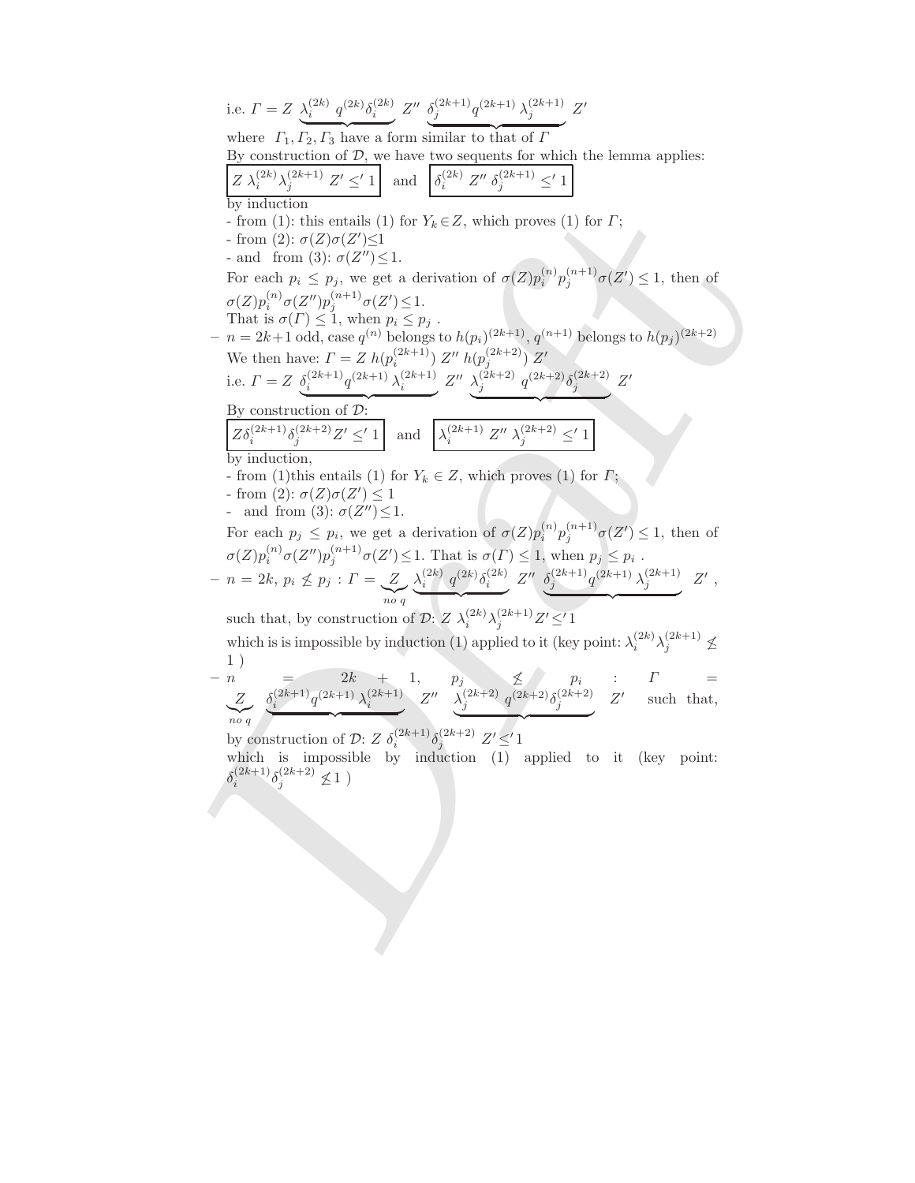i.e. $\Gamma = Z \ \underbrace{\lambda_i^{(2k)} \ q^{(2k)} \delta_i^{(2k)}} \ Z'' \ \underbrace{\delta_j^{(2k+1)} q^{(2k+1)} \ \lambda_j^{(2k+1)}} \ Z'$

where $\Gamma_1, \Gamma_2, \Gamma_3$ have a form similar to that of $\Gamma$

By construction of $\mathcal{D}$, we have two sequents for which the lemma applies:

$\boxed{Z \ \lambda_i^{(2k)} \lambda_j^{(2k+1)} \ Z' \leq' 1}$ and $\boxed{\delta_i^{(2k)} \ Z'' \ \delta_j^{(2k+1)} \leq' 1}$

by induction

- from (1): this entails (1) for $Y_k \in Z$, which proves (1) for $\Gamma$;
- from (2): $\sigma(Z)\sigma(Z') \leq 1$
- and from (3): $\sigma(Z'') \leq 1$.

For each $p_i \leq p_j$, we get a derivation of $\sigma(Z) p_i^{(n)} p_j^{(n+1)} \sigma(Z') \leq 1$, then of $\sigma(Z) p_i^{(n)} \sigma(Z'') p_j^{(n+1)} \sigma(Z') \leq 1$.

That is $\sigma(\Gamma) \leq 1$, when $p_i \leq p_j$ .

– $n = 2k+1$ odd, case $q^{(n)}$ belongs to $h(p_i)^{(2k+1)}$, $q^{(n+1)}$ belongs to $h(p_j)^{(2k+2)}$

We then have: $\Gamma = Z \ h(p_i^{(2k+1)}) \ Z'' \ h(p_j^{(2k+2)}) \ Z'$

i.e. $\Gamma = Z \ \underbrace{\delta_i^{(2k+1)} q^{(2k+1)} \ \lambda_i^{(2k+1)}} \ Z'' \ \underbrace{\lambda_j^{(2k+2)} \ q^{(2k+2)} \delta_j^{(2k+2)}} \ Z'$

By construction of $\mathcal{D}$:

$\boxed{Z \delta_i^{(2k+1)} \delta_j^{(2k+2)} Z' \leq' 1}$ and $\boxed{\lambda_i^{(2k+1)} \ Z'' \ \lambda_j^{(2k+2)} \leq' 1}$

by induction,

- from (1)this entails (1) for $Y_k \in Z$, which proves (1) for $\Gamma$;
- from (2): $\sigma(Z)\sigma(Z') \leq 1$
- and from (3): $\sigma(Z'') \leq 1$.

For each $p_j \leq p_i$, we get a derivation of $\sigma(Z) p_i^{(n)} p_j^{(n+1)} \sigma(Z') \leq 1$, then of $\sigma(Z) p_i^{(n)} \sigma(Z'') p_j^{(n+1)} \sigma(Z') \leq 1$. That is $\sigma(\Gamma) \leq 1$, when $p_j \leq p_i$ .

– $n = 2k$, $p_i \not\leq p_j$ : $\Gamma = \underbrace{Z}_{no \ q} \ \underbrace{\lambda_i^{(2k)} \ q^{(2k)} \delta_i^{(2k)}} \ Z'' \ \underbrace{\delta_j^{(2k+1)} q^{(2k+1)} \ \lambda_j^{(2k+1)}} \ Z'$ ,

such that, by construction of $\mathcal{D}$: $Z \ \lambda_i^{(2k)} \lambda_j^{(2k+1)} Z' \leq' 1$

which is is impossible by induction (1) applied to it (key point: $\lambda_i^{(2k)} \lambda_j^{(2k+1)} \not\leq 1$ )

– $n = 2k+1$, $p_j \not\leq p_i$ : $\Gamma = \underbrace{Z}_{no \ q} \ \underbrace{\delta_i^{(2k+1)} q^{(2k+1)} \ \lambda_i^{(2k+1)}} \ Z'' \ \underbrace{\lambda_j^{(2k+2)} \ q^{(2k+2)} \delta_j^{(2k+2)}} \ Z'$ such that,

by construction of $\mathcal{D}$: $Z \ \delta_i^{(2k+1)} \delta_j^{(2k+2)} \ Z' \leq' 1$

which is impossible by induction (1) applied to it (key point: $\delta_i^{(2k+1)} \delta_j^{(2k+2)} \not\leq 1$ )